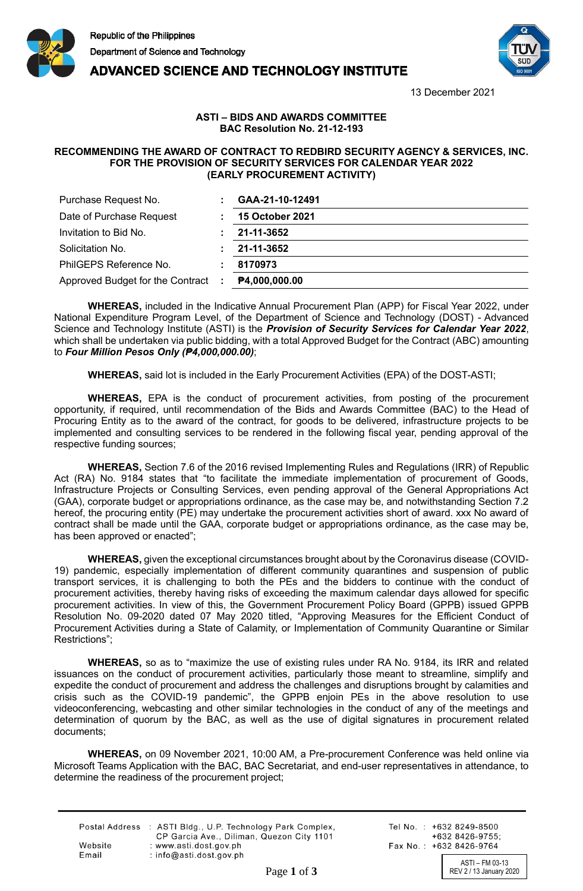Republic of the Philippines
Department of Science and Technology
**ADVANCED SCIENCE AND TECHNOLOGY INSTITUTE**

13 December 2021

**ASTI – BIDS AND AWARDS COMMITTEE**
**BAC Resolution No. 21-12-193**

**RECOMMENDING THE AWARD OF CONTRACT TO REDBIRD SECURITY AGENCY & SERVICES, INC. FOR THE PROVISION OF SECURITY SERVICES FOR CALENDAR YEAR 2022 (EARLY PROCUREMENT ACTIVITY)**

| | | |
|---|---|---|
| Purchase Request No. | : | **GAA-21-10-12491** |
| Date of Purchase Request | : | **15 October 2021** |
| Invitation to Bid No. | : | **21-11-3652** |
| Solicitation No. | : | **21-11-3652** |
| PhilGEPS Reference No. | : | **8170973** |
| Approved Budget for the Contract | : | **₱4,000,000.00** |

**WHEREAS,** included in the Indicative Annual Procurement Plan (APP) for Fiscal Year 2022, under National Expenditure Program Level, of the Department of Science and Technology (DOST) - Advanced Science and Technology Institute (ASTI) is the ***Provision of Security Services for Calendar Year 2022***, which shall be undertaken via public bidding, with a total Approved Budget for the Contract (ABC) amounting to ***Four Million Pesos Only (₱4,000,000.00)***;

**WHEREAS,** said lot is included in the Early Procurement Activities (EPA) of the DOST-ASTI;

**WHEREAS,** EPA is the conduct of procurement activities, from posting of the procurement opportunity, if required, until recommendation of the Bids and Awards Committee (BAC) to the Head of Procuring Entity as to the award of the contract, for goods to be delivered, infrastructure projects to be implemented and consulting services to be rendered in the following fiscal year, pending approval of the respective funding sources;

**WHEREAS,** Section 7.6 of the 2016 revised Implementing Rules and Regulations (IRR) of Republic Act (RA) No. 9184 states that "to facilitate the immediate implementation of procurement of Goods, Infrastructure Projects or Consulting Services, even pending approval of the General Appropriations Act (GAA), corporate budget or appropriations ordinance, as the case may be, and notwithstanding Section 7.2 hereof, the procuring entity (PE) may undertake the procurement activities short of award. xxx No award of contract shall be made until the GAA, corporate budget or appropriations ordinance, as the case may be, has been approved or enacted";

**WHEREAS,** given the exceptional circumstances brought about by the Coronavirus disease (COVID-19) pandemic, especially implementation of different community quarantines and suspension of public transport services, it is challenging to both the PEs and the bidders to continue with the conduct of procurement activities, thereby having risks of exceeding the maximum calendar days allowed for specific procurement activities. In view of this, the Government Procurement Policy Board (GPPB) issued GPPB Resolution No. 09-2020 dated 07 May 2020 titled, "Approving Measures for the Efficient Conduct of Procurement Activities during a State of Calamity, or Implementation of Community Quarantine or Similar Restrictions";

**WHEREAS,** so as to "maximize the use of existing rules under RA No. 9184, its IRR and related issuances on the conduct of procurement activities, particularly those meant to streamline, simplify and expedite the conduct of procurement and address the challenges and disruptions brought by calamities and crisis such as the COVID-19 pandemic", the GPPB enjoin PEs in the above resolution to use videoconferencing, webcasting and other similar technologies in the conduct of any of the meetings and determination of quorum by the BAC, as well as the use of digital signatures in procurement related documents;

**WHEREAS,** on 09 November 2021, 10:00 AM, a Pre-procurement Conference was held online via Microsoft Teams Application with the BAC, BAC Secretariat, and end-user representatives in attendance, to determine the readiness of the procurement project;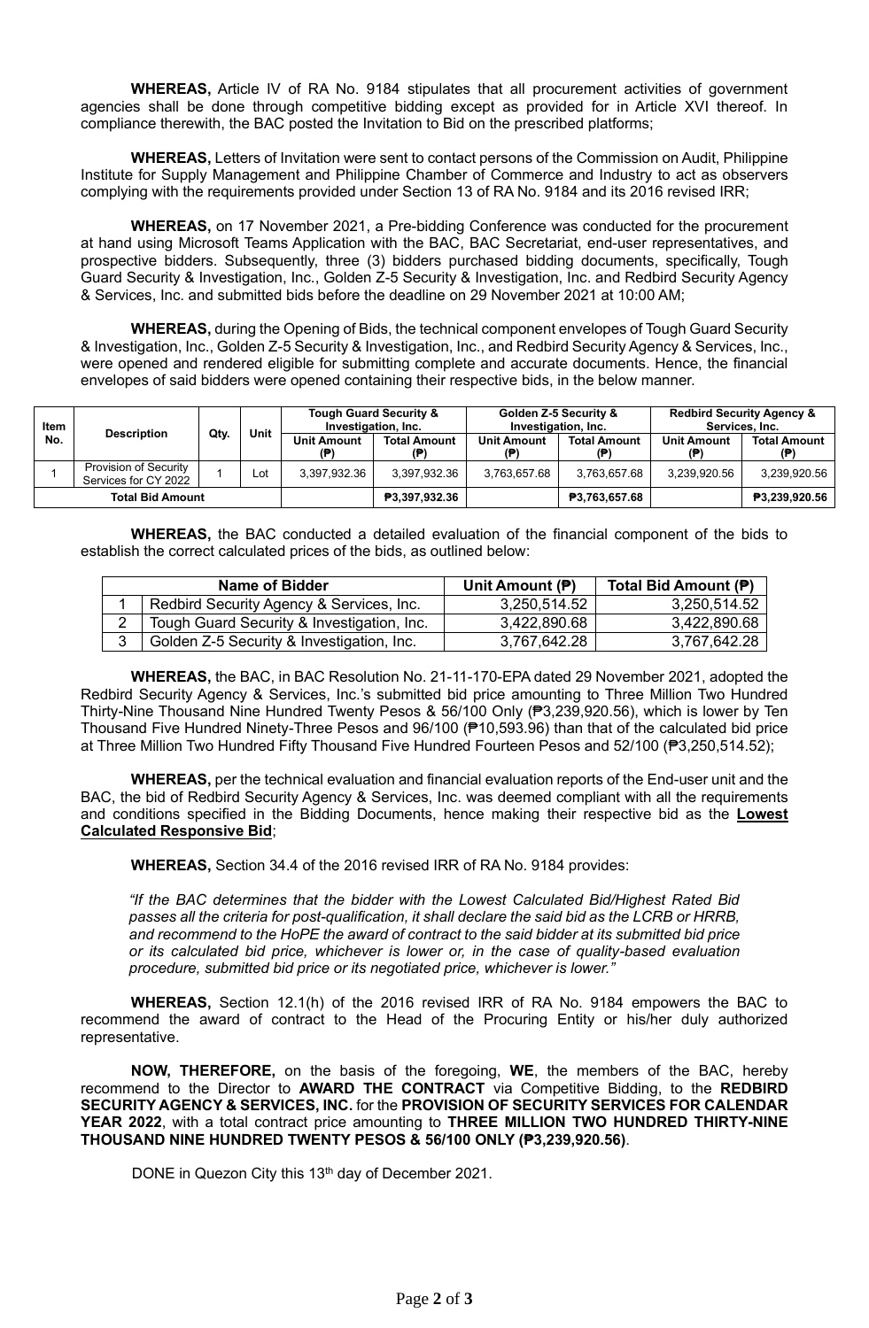**WHEREAS,** Article IV of RA No. 9184 stipulates that all procurement activities of government agencies shall be done through competitive bidding except as provided for in Article XVI thereof. In compliance therewith, the BAC posted the Invitation to Bid on the prescribed platforms;

**WHEREAS,** Letters of Invitation were sent to contact persons of the Commission on Audit, Philippine Institute for Supply Management and Philippine Chamber of Commerce and Industry to act as observers complying with the requirements provided under Section 13 of RA No. 9184 and its 2016 revised IRR;

**WHEREAS,** on 17 November 2021, a Pre-bidding Conference was conducted for the procurement at hand using Microsoft Teams Application with the BAC, BAC Secretariat, end-user representatives, and prospective bidders. Subsequently, three (3) bidders purchased bidding documents, specifically, Tough Guard Security & Investigation, Inc., Golden Z-5 Security & Investigation, Inc. and Redbird Security Agency & Services, Inc. and submitted bids before the deadline on 29 November 2021 at 10:00 AM;

**WHEREAS,** during the Opening of Bids, the technical component envelopes of Tough Guard Security & Investigation, Inc., Golden Z-5 Security & Investigation, Inc., and Redbird Security Agency & Services, Inc., were opened and rendered eligible for submitting complete and accurate documents. Hence, the financial envelopes of said bidders were opened containing their respective bids, in the below manner.

| Item No. | Description | Qty. | Unit | Tough Guard Security & Investigation, Inc. | | Golden Z-5 Security & Investigation, Inc. | | Redbird Security Agency & Services, Inc. | |
|---|---|---|---|---|---|---|---|---|---|
| | | | | Unit Amount (₱) | Total Amount (₱) | Unit Amount (₱) | Total Amount (₱) | Unit Amount (₱) | Total Amount (₱) |
| 1 | Provision of Security Services for CY 2022 | 1 | Lot | 3,397,932.36 | 3,397,932.36 | 3,763,657.68 | 3,763,657.68 | 3,239,920.56 | 3,239,920.56 |
| Total Bid Amount | | | | | ₱3,397,932.36 | | ₱3,763,657.68 | | ₱3,239,920.56 |

**WHEREAS,** the BAC conducted a detailed evaluation of the financial component of the bids to establish the correct calculated prices of the bids, as outlined below:

| | Name of Bidder | Unit Amount (₱) | Total Bid Amount (₱) |
|---|---|---|---|
| 1 | Redbird Security Agency & Services, Inc. | 3,250,514.52 | 3,250,514.52 |
| 2 | Tough Guard Security & Investigation, Inc. | 3,422,890.68 | 3,422,890.68 |
| 3 | Golden Z-5 Security & Investigation, Inc. | 3,767,642.28 | 3,767,642.28 |

**WHEREAS,** the BAC, in BAC Resolution No. 21-11-170-EPA dated 29 November 2021, adopted the Redbird Security Agency & Services, Inc.'s submitted bid price amounting to Three Million Two Hundred Thirty-Nine Thousand Nine Hundred Twenty Pesos & 56/100 Only (₱3,239,920.56), which is lower by Ten Thousand Five Hundred Ninety-Three Pesos and 96/100 (₱10,593.96) than that of the calculated bid price at Three Million Two Hundred Fifty Thousand Five Hundred Fourteen Pesos and 52/100 (₱3,250,514.52);

**WHEREAS,** per the technical evaluation and financial evaluation reports of the End-user unit and the BAC, the bid of Redbird Security Agency & Services, Inc. was deemed compliant with all the requirements and conditions specified in the Bidding Documents, hence making their respective bid as the **Lowest Calculated Responsive Bid**;

**WHEREAS,** Section 34.4 of the 2016 revised IRR of RA No. 9184 provides:

*"If the BAC determines that the bidder with the Lowest Calculated Bid/Highest Rated Bid passes all the criteria for post-qualification, it shall declare the said bid as the LCRB or HRRB, and recommend to the HoPE the award of contract to the said bidder at its submitted bid price or its calculated bid price, whichever is lower or, in the case of quality-based evaluation procedure, submitted bid price or its negotiated price, whichever is lower."*

**WHEREAS,** Section 12.1(h) of the 2016 revised IRR of RA No. 9184 empowers the BAC to recommend the award of contract to the Head of the Procuring Entity or his/her duly authorized representative.

**NOW, THEREFORE,** on the basis of the foregoing, **WE**, the members of the BAC, hereby recommend to the Director to **AWARD THE CONTRACT** via Competitive Bidding, to the **REDBIRD SECURITY AGENCY & SERVICES, INC.** for the **PROVISION OF SECURITY SERVICES FOR CALENDAR YEAR 2022**, with a total contract price amounting to **THREE MILLION TWO HUNDRED THIRTY-NINE THOUSAND NINE HUNDRED TWENTY PESOS & 56/100 ONLY (₱3,239,920.56)**.

DONE in Quezon City this 13th day of December 2021.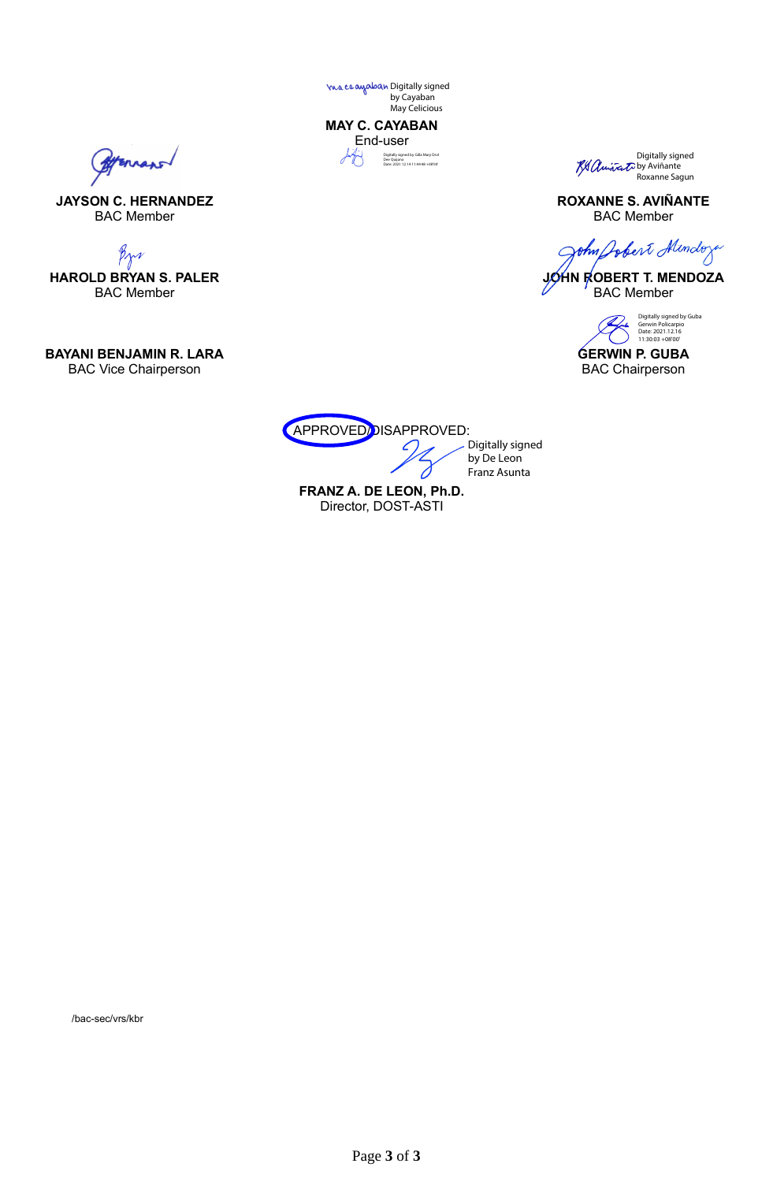Digitally signed by Cayaban May Celicious

**MAY C. CAYABAN**
End-user

Digitally signed by Gillo Mary Drol Dee Quijano
Date: 2021.12.14 11:44:48 +08'00'

**JAYSON C. HERNANDEZ**
BAC Member

Digitally signed by Aviñante Roxanne Sagun

**ROXANNE S. AVIÑANTE**
BAC Member

**HAROLD BRYAN S. PALER**
BAC Member

**JOHN ROBERT T. MENDOZA**
BAC Member

Digitally signed by Guba Gerwin Policarpio
Date: 2021.12.16 11:30:03 +08'00'

**BAYANI BENJAMIN R. LARA**
BAC Vice Chairperson

**GERWIN P. GUBA**
BAC Chairperson

APPROVED/DISAPPROVED:

Digitally signed by De Leon Franz Asunta

**FRANZ A. DE LEON, Ph.D.**
Director, DOST-ASTI

/bac-sec/vrs/kbr